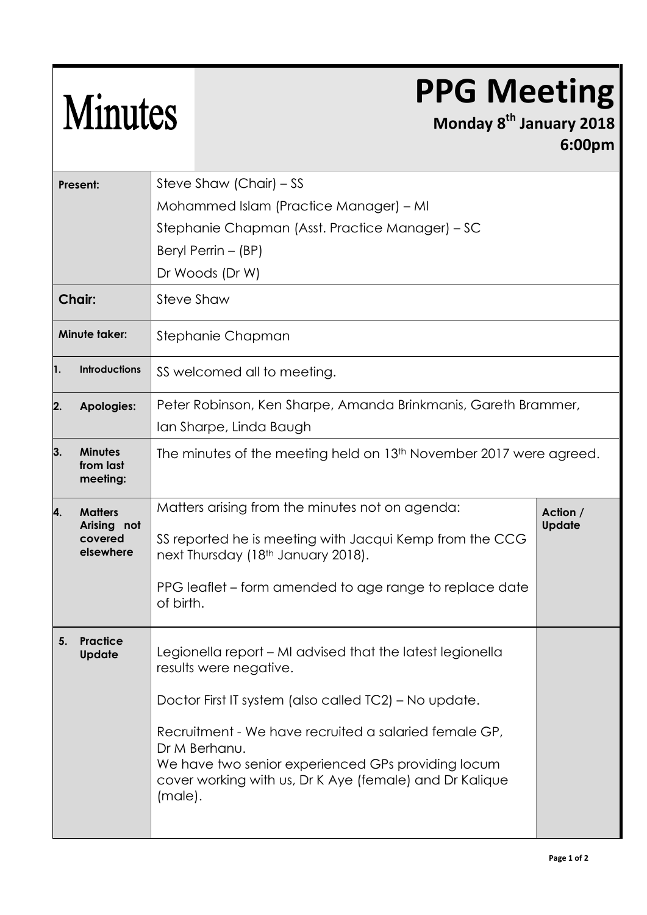# Minutes

# PPG Meeting

**Monday 8th January 2018**

**6:00pm**

| | | |
|---|---|---|
| **Present:** | Steve Shaw (Chair) – SS<br>Mohammed Islam (Practice Manager) – MI<br>Stephanie Chapman (Asst. Practice Manager) – SC<br>Beryl Perrin – (BP)<br>Dr Woods (Dr W) | |
| **Chair:** | Steve Shaw | |
| **Minute taker:** | Stephanie Chapman | |
| **1. Introductions** | SS welcomed all to meeting. | |
| **2. Apologies:** | Peter Robinson, Ken Sharpe, Amanda Brinkmanis, Gareth Brammer, Ian Sharpe, Linda Baugh | |
| **3. Minutes from last meeting:** | The minutes of the meeting held on 13th November 2017 were agreed. | |
| **4. Matters Arising not covered elsewhere** | Matters arising from the minutes not on agenda:<br><br>SS reported he is meeting with Jacqui Kemp from the CCG next Thursday (18th January 2018).<br><br>PPG leaflet – form amended to age range to replace date of birth. | **Action / Update** |
| **5. Practice Update** | Legionella report – MI advised that the latest legionella results were negative.<br><br>Doctor First IT system (also called TC2) – No update.<br><br>Recruitment - We have recruited a salaried female GP, Dr M Berhanu.<br>We have two senior experienced GPs providing locum cover working with us, Dr K Aye (female) and Dr Kalique (male). | |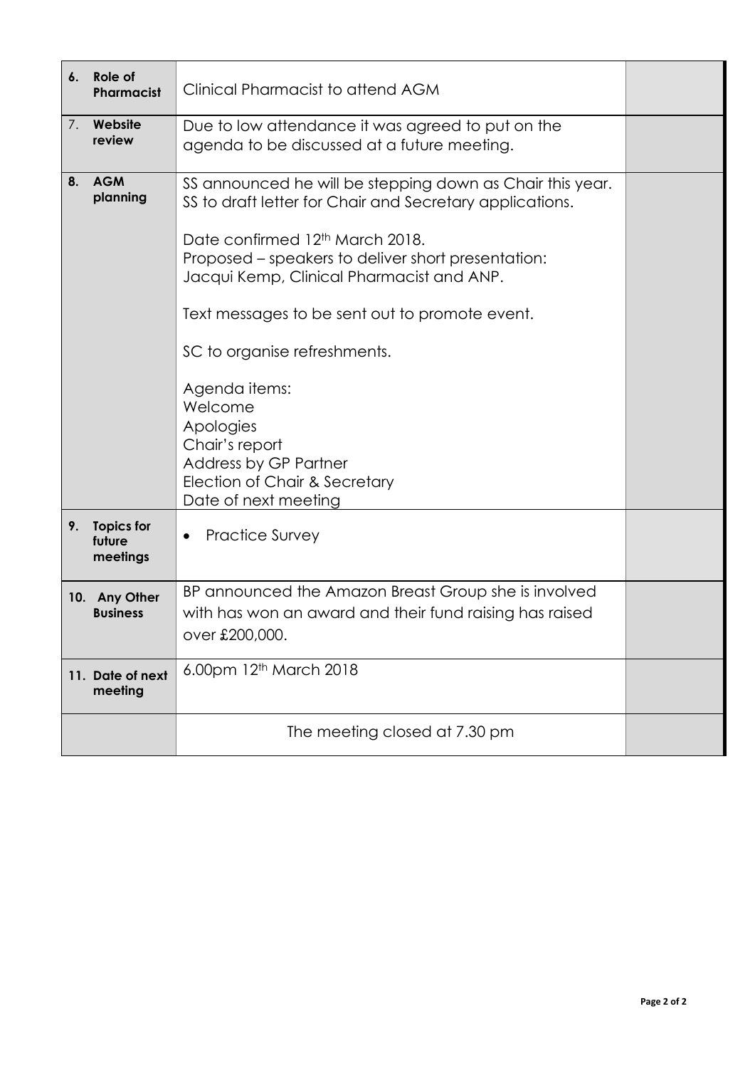| | | |
|---|---|---|
| **6. Role of Pharmacist** | Clinical Pharmacist to attend AGM | |
| **7. Website review** | Due to low attendance it was agreed to put on the agenda to be discussed at a future meeting. | |
| **8. AGM planning** | SS announced he will be stepping down as Chair this year. SS to draft letter for Chair and Secretary applications.<br><br>Date confirmed 12th March 2018.<br>Proposed – speakers to deliver short presentation: Jacqui Kemp, Clinical Pharmacist and ANP.<br><br>Text messages to be sent out to promote event.<br><br>SC to organise refreshments.<br><br>Agenda items:<br>Welcome<br>Apologies<br>Chair's report<br>Address by GP Partner<br>Election of Chair & Secretary<br>Date of next meeting | |
| **9. Topics for future meetings** | • Practice Survey | |
| **10. Any Other Business** | BP announced the Amazon Breast Group she is involved with has won an award and their fund raising has raised over £200,000. | |
| **11. Date of next meeting** | 6.00pm 12th March 2018 | |
| | The meeting closed at 7.30 pm | |